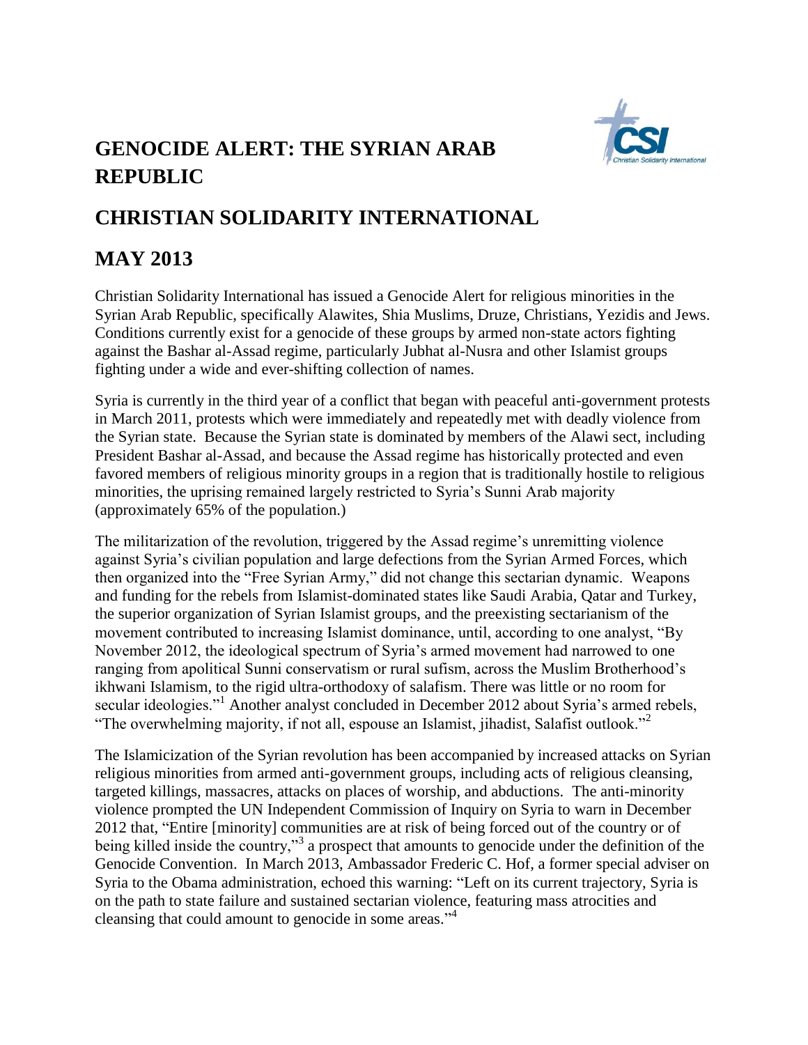# GENOCIDE ALERT: THE SYRIAN ARAB REPUBLIC

# CHRISTIAN SOLIDARITY INTERNATIONAL

# MAY 2013

Christian Solidarity International has issued a Genocide Alert for religious minorities in the Syrian Arab Republic, specifically Alawites, Shia Muslims, Druze, Christians, Yezidis and Jews. Conditions currently exist for a genocide of these groups by armed non-state actors fighting against the Bashar al-Assad regime, particularly Jubhat al-Nusra and other Islamist groups fighting under a wide and ever-shifting collection of names.

Syria is currently in the third year of a conflict that began with peaceful anti-government protests in March 2011, protests which were immediately and repeatedly met with deadly violence from the Syrian state. Because the Syrian state is dominated by members of the Alawi sect, including President Bashar al-Assad, and because the Assad regime has historically protected and even favored members of religious minority groups in a region that is traditionally hostile to religious minorities, the uprising remained largely restricted to Syria's Sunni Arab majority (approximately 65% of the population.)

The militarization of the revolution, triggered by the Assad regime's unremitting violence against Syria's civilian population and large defections from the Syrian Armed Forces, which then organized into the "Free Syrian Army," did not change this sectarian dynamic. Weapons and funding for the rebels from Islamist-dominated states like Saudi Arabia, Qatar and Turkey, the superior organization of Syrian Islamist groups, and the preexisting sectarianism of the movement contributed to increasing Islamist dominance, until, according to one analyst, "By November 2012, the ideological spectrum of Syria's armed movement had narrowed to one ranging from apolitical Sunni conservatism or rural sufism, across the Muslim Brotherhood's ikhwani Islamism, to the rigid ultra-orthodoxy of salafism. There was little or no room for secular ideologies."[1] Another analyst concluded in December 2012 about Syria's armed rebels, "The overwhelming majority, if not all, espouse an Islamist, jihadist, Salafist outlook."[2]

The Islamicization of the Syrian revolution has been accompanied by increased attacks on Syrian religious minorities from armed anti-government groups, including acts of religious cleansing, targeted killings, massacres, attacks on places of worship, and abductions. The anti-minority violence prompted the UN Independent Commission of Inquiry on Syria to warn in December 2012 that, "Entire [minority] communities are at risk of being forced out of the country or of being killed inside the country,"[3] a prospect that amounts to genocide under the definition of the Genocide Convention. In March 2013, Ambassador Frederic C. Hof, a former special adviser on Syria to the Obama administration, echoed this warning: "Left on its current trajectory, Syria is on the path to state failure and sustained sectarian violence, featuring mass atrocities and cleansing that could amount to genocide in some areas."[4]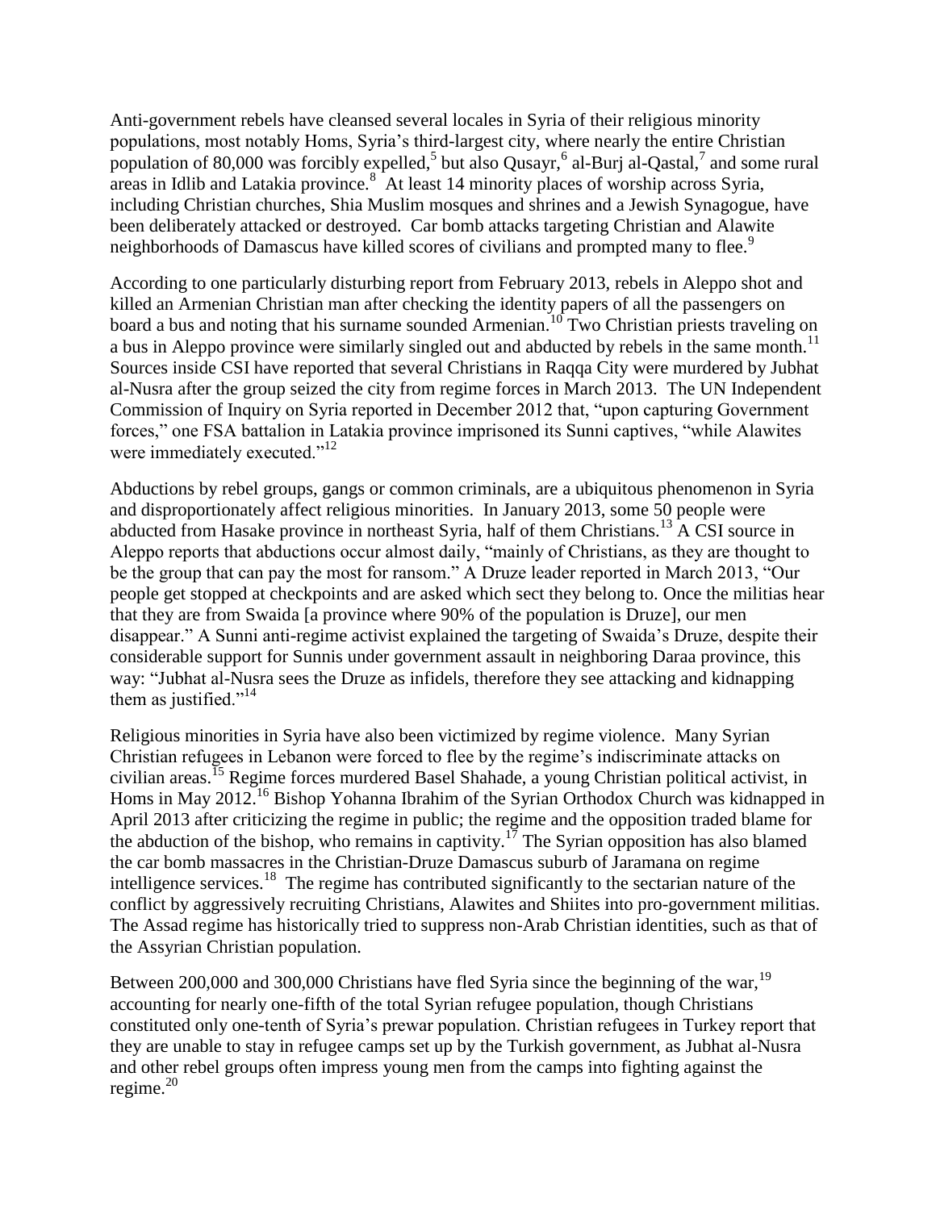Anti-government rebels have cleansed several locales in Syria of their religious minority populations, most notably Homs, Syria's third-largest city, where nearly the entire Christian population of 80,000 was forcibly expelled,[5] but also Qusayr,[6] al-Burj al-Qastal,[7] and some rural areas in Idlib and Latakia province.[8] At least 14 minority places of worship across Syria, including Christian churches, Shia Muslim mosques and shrines and a Jewish Synagogue, have been deliberately attacked or destroyed. Car bomb attacks targeting Christian and Alawite neighborhoods of Damascus have killed scores of civilians and prompted many to flee.[9]

According to one particularly disturbing report from February 2013, rebels in Aleppo shot and killed an Armenian Christian man after checking the identity papers of all the passengers on board a bus and noting that his surname sounded Armenian.[10] Two Christian priests traveling on a bus in Aleppo province were similarly singled out and abducted by rebels in the same month.[11] Sources inside CSI have reported that several Christians in Raqqa City were murdered by Jubhat al-Nusra after the group seized the city from regime forces in March 2013. The UN Independent Commission of Inquiry on Syria reported in December 2012 that, "upon capturing Government forces," one FSA battalion in Latakia province imprisoned its Sunni captives, "while Alawites were immediately executed."[12]

Abductions by rebel groups, gangs or common criminals, are a ubiquitous phenomenon in Syria and disproportionately affect religious minorities. In January 2013, some 50 people were abducted from Hasake province in northeast Syria, half of them Christians.[13] A CSI source in Aleppo reports that abductions occur almost daily, "mainly of Christians, as they are thought to be the group that can pay the most for ransom." A Druze leader reported in March 2013, "Our people get stopped at checkpoints and are asked which sect they belong to. Once the militias hear that they are from Swaida [a province where 90% of the population is Druze], our men disappear." A Sunni anti-regime activist explained the targeting of Swaida's Druze, despite their considerable support for Sunnis under government assault in neighboring Daraa province, this way: "Jubhat al-Nusra sees the Druze as infidels, therefore they see attacking and kidnapping them as justified."[14]

Religious minorities in Syria have also been victimized by regime violence. Many Syrian Christian refugees in Lebanon were forced to flee by the regime's indiscriminate attacks on civilian areas.[15] Regime forces murdered Basel Shahade, a young Christian political activist, in Homs in May 2012.[16] Bishop Yohanna Ibrahim of the Syrian Orthodox Church was kidnapped in April 2013 after criticizing the regime in public; the regime and the opposition traded blame for the abduction of the bishop, who remains in captivity.[17] The Syrian opposition has also blamed the car bomb massacres in the Christian-Druze Damascus suburb of Jaramana on regime intelligence services.[18] The regime has contributed significantly to the sectarian nature of the conflict by aggressively recruiting Christians, Alawites and Shiites into pro-government militias. The Assad regime has historically tried to suppress non-Arab Christian identities, such as that of the Assyrian Christian population.

Between 200,000 and 300,000 Christians have fled Syria since the beginning of the war,[19] accounting for nearly one-fifth of the total Syrian refugee population, though Christians constituted only one-tenth of Syria's prewar population. Christian refugees in Turkey report that they are unable to stay in refugee camps set up by the Turkish government, as Jubhat al-Nusra and other rebel groups often impress young men from the camps into fighting against the regime.[20]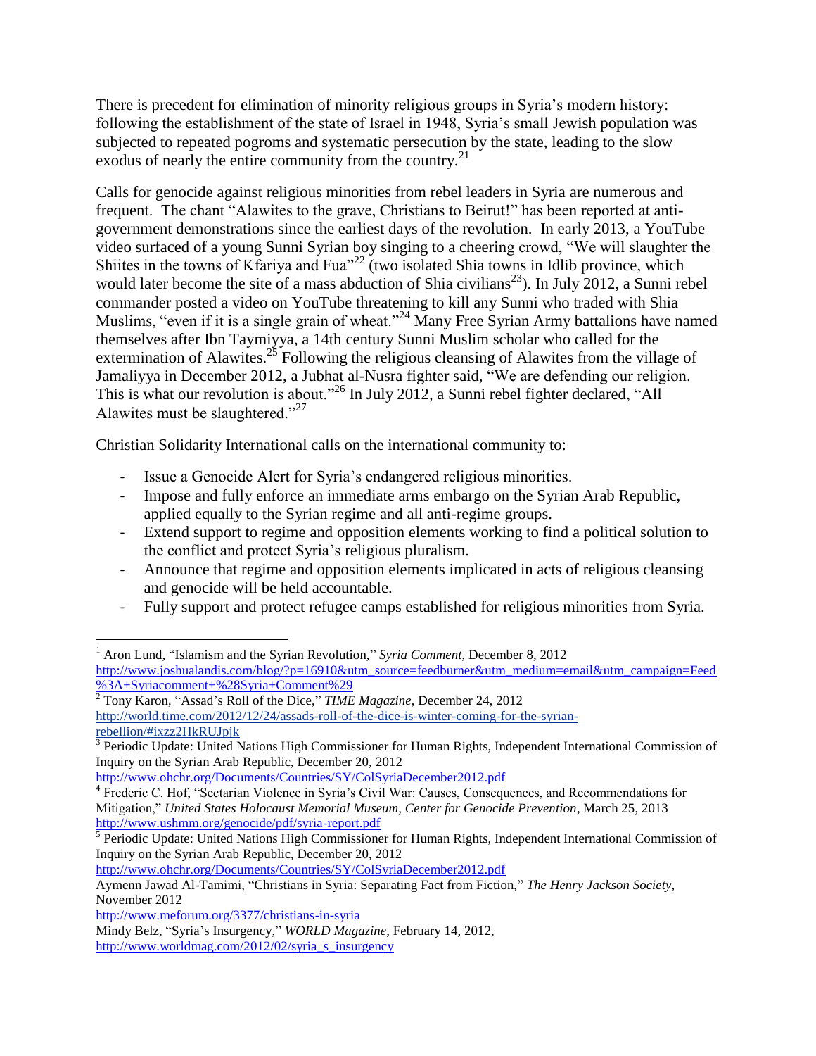There is precedent for elimination of minority religious groups in Syria's modern history: following the establishment of the state of Israel in 1948, Syria's small Jewish population was subjected to repeated pogroms and systematic persecution by the state, leading to the slow exodus of nearly the entire community from the country.[21]

Calls for genocide against religious minorities from rebel leaders in Syria are numerous and frequent. The chant "Alawites to the grave, Christians to Beirut!" has been reported at anti-government demonstrations since the earliest days of the revolution. In early 2013, a YouTube video surfaced of a young Sunni Syrian boy singing to a cheering crowd, "We will slaughter the Shiites in the towns of Kfariya and Fua"[22] (two isolated Shia towns in Idlib province, which would later become the site of a mass abduction of Shia civilians[23]). In July 2012, a Sunni rebel commander posted a video on YouTube threatening to kill any Sunni who traded with Shia Muslims, "even if it is a single grain of wheat."[24] Many Free Syrian Army battalions have named themselves after Ibn Taymiyya, a 14th century Sunni Muslim scholar who called for the extermination of Alawites.[25] Following the religious cleansing of Alawites from the village of Jamaliyya in December 2012, a Jubhat al-Nusra fighter said, "We are defending our religion. This is what our revolution is about."[26] In July 2012, a Sunni rebel fighter declared, "All Alawites must be slaughtered."[27]

Christian Solidarity International calls on the international community to:

- Issue a Genocide Alert for Syria's endangered religious minorities.
- Impose and fully enforce an immediate arms embargo on the Syrian Arab Republic, applied equally to the Syrian regime and all anti-regime groups.
- Extend support to regime and opposition elements working to find a political solution to the conflict and protect Syria's religious pluralism.
- Announce that regime and opposition elements implicated in acts of religious cleansing and genocide will be held accountable.
- Fully support and protect refugee camps established for religious minorities from Syria.

---

[1] Aron Lund, "Islamism and the Syrian Revolution," *Syria Comment*, December 8, 2012 http://www.joshualandis.com/blog/?p=16910&utm_source=feedburner&utm_medium=email&utm_campaign=Feed%3A+Syriacomment+%28Syria+Comment%29

[2] Tony Karon, "Assad's Roll of the Dice," *TIME Magazine*, December 24, 2012 http://world.time.com/2012/12/24/assads-roll-of-the-dice-is-winter-coming-for-the-syrian-rebellion/#ixzz2HkRUJpjk

[3] Periodic Update: United Nations High Commissioner for Human Rights, Independent International Commission of Inquiry on the Syrian Arab Republic, December 20, 2012 http://www.ohchr.org/Documents/Countries/SY/ColSyriaDecember2012.pdf

[4] Frederic C. Hof, "Sectarian Violence in Syria's Civil War: Causes, Consequences, and Recommendations for Mitigation," *United States Holocaust Memorial Museum, Center for Genocide Prevention*, March 25, 2013 http://www.ushmm.org/genocide/pdf/syria-report.pdf

[5] Periodic Update: United Nations High Commissioner for Human Rights, Independent International Commission of Inquiry on the Syrian Arab Republic, December 20, 2012 http://www.ohchr.org/Documents/Countries/SY/ColSyriaDecember2012.pdf

Aymenn Jawad Al-Tamimi, "Christians in Syria: Separating Fact from Fiction," *The Henry Jackson Society*, November 2012 http://www.meforum.org/3377/christians-in-syria

Mindy Belz, "Syria's Insurgency," *WORLD Magazine*, February 14, 2012, http://www.worldmag.com/2012/02/syria_s_insurgency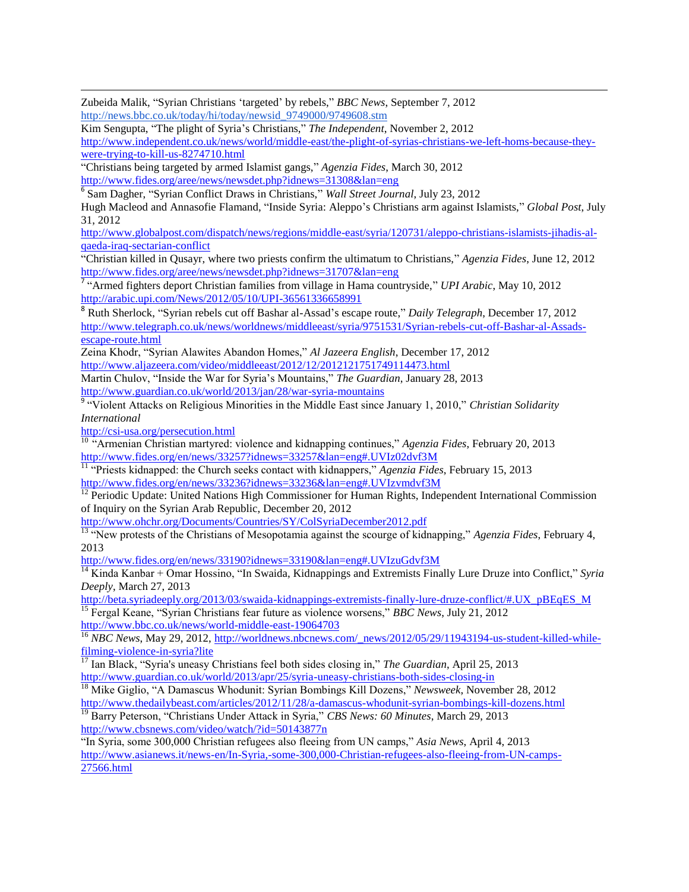Zubeida Malik, "Syrian Christians 'targeted' by rebels," *BBC News*, September 7, 2012
http://news.bbc.co.uk/today/hi/today/newsid_9749000/9749608.stm

Kim Sengupta, "The plight of Syria's Christians," *The Independent*, November 2, 2012
http://www.independent.co.uk/news/world/middle-east/the-plight-of-syrias-christians-we-left-homs-because-they-were-trying-to-kill-us-8274710.html

"Christians being targeted by armed Islamist gangs," *Agenzia Fides*, March 30, 2012
http://www.fides.org/aree/news/newsdet.php?idnews=31308&lan=eng

[6] Sam Dagher, "Syrian Conflict Draws in Christians," *Wall Street Journal*, July 23, 2012

Hugh Macleod and Annasofie Flamand, "Inside Syria: Aleppo's Christians arm against Islamists," *Global Post*, July 31, 2012
http://www.globalpost.com/dispatch/news/regions/middle-east/syria/120731/aleppo-christians-islamists-jihadis-al-qaeda-iraq-sectarian-conflict

"Christian killed in Qusayr, where two priests confirm the ultimatum to Christians," *Agenzia Fides*, June 12, 2012
http://www.fides.org/aree/news/newsdet.php?idnews=31707&lan=eng

[7] "Armed fighters deport Christian families from village in Hama countryside," *UPI Arabic*, May 10, 2012
http://arabic.upi.com/News/2012/05/10/UPI-36561336658991

[8] Ruth Sherlock, "Syrian rebels cut off Bashar al-Assad's escape route," *Daily Telegraph*, December 17, 2012
http://www.telegraph.co.uk/news/worldnews/middleeast/syria/9751531/Syrian-rebels-cut-off-Bashar-al-Assads-escape-route.html

Zeina Khodr, "Syrian Alawites Abandon Homes," *Al Jazeera English*, December 17, 2012
http://www.aljazeera.com/video/middleeast/2012/12/2012121751749114473.html

Martin Chulov, "Inside the War for Syria's Mountains," *The Guardian*, January 28, 2013
http://www.guardian.co.uk/world/2013/jan/28/war-syria-mountains

[9] "Violent Attacks on Religious Minorities in the Middle East since January 1, 2010," *Christian Solidarity International*
http://csi-usa.org/persecution.html

[10] "Armenian Christian martyred: violence and kidnapping continues," *Agenzia Fides*, February 20, 2013
http://www.fides.org/en/news/33257?idnews=33257&lan=eng#.UVIz02dvf3M

[11] "Priests kidnapped: the Church seeks contact with kidnappers," *Agenzia Fides*, February 15, 2013
http://www.fides.org/en/news/33236?idnews=33236&lan=eng#.UVIzvmdvf3M

[12] Periodic Update: United Nations High Commissioner for Human Rights, Independent International Commission of Inquiry on the Syrian Arab Republic, December 20, 2012
http://www.ohchr.org/Documents/Countries/SY/ColSyriaDecember2012.pdf

[13] "New protests of the Christians of Mesopotamia against the scourge of kidnapping," *Agenzia Fides*, February 4, 2013
http://www.fides.org/en/news/33190?idnews=33190&lan=eng#.UVIzuGdvf3M

[14] Kinda Kanbar + Omar Hossino, "In Swaida, Kidnappings and Extremists Finally Lure Druze into Conflict," *Syria Deeply*, March 27, 2013
http://beta.syriadeeply.org/2013/03/swaida-kidnappings-extremists-finally-lure-druze-conflict/#.UX_pBEqES_M

[15] Fergal Keane, "Syrian Christians fear future as violence worsens," *BBC News*, July 21, 2012
http://www.bbc.co.uk/news/world-middle-east-19064703

[16] *NBC News*, May 29, 2012, http://worldnews.nbcnews.com/_news/2012/05/29/11943194-us-student-killed-while-filming-violence-in-syria?lite

[17] Ian Black, "Syria's uneasy Christians feel both sides closing in," *The Guardian*, April 25, 2013
http://www.guardian.co.uk/world/2013/apr/25/syria-uneasy-christians-both-sides-closing-in

[18] Mike Giglio, "A Damascus Whodunit: Syrian Bombings Kill Dozens," *Newsweek*, November 28, 2012
http://www.thedailybeast.com/articles/2012/11/28/a-damascus-whodunit-syrian-bombings-kill-dozens.html

[19] Barry Peterson, "Christians Under Attack in Syria," *CBS News: 60 Minutes*, March 29, 2013
http://www.cbsnews.com/video/watch/?id=50143877n

"In Syria, some 300,000 Christian refugees also fleeing from UN camps," *Asia News*, April 4, 2013
http://www.asianews.it/news-en/In-Syria,-some-300,000-Christian-refugees-also-fleeing-from-UN-camps-27566.html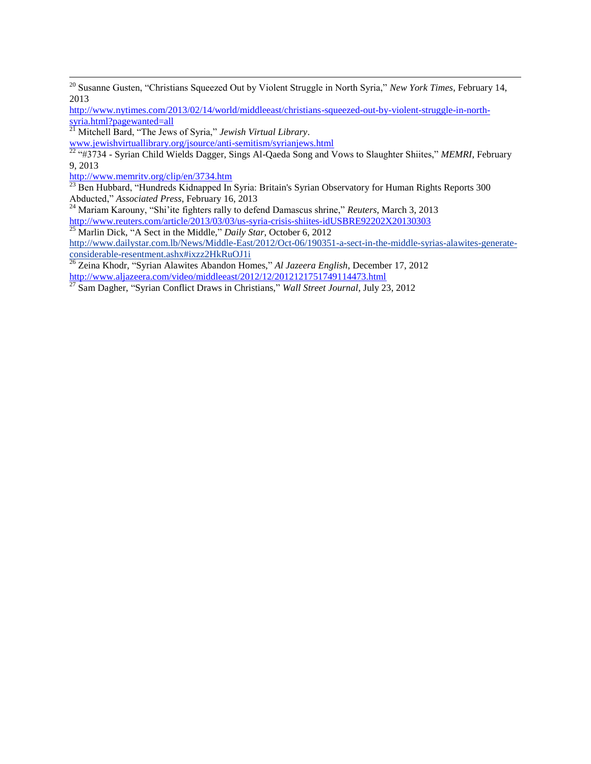[20] Susanne Gusten, "Christians Squeezed Out by Violent Struggle in North Syria," *New York Times*, February 14, 2013
http://www.nytimes.com/2013/02/14/world/middleeast/christians-squeezed-out-by-violent-struggle-in-north-syria.html?pagewanted=all

[21] Mitchell Bard, "The Jews of Syria," *Jewish Virtual Library*.
www.jewishvirtuallibrary.org/jsource/anti-semitism/syrianjews.html

[22] "#3734 - Syrian Child Wields Dagger, Sings Al-Qaeda Song and Vows to Slaughter Shiites," *MEMRI*, February 9, 2013
http://www.memritv.org/clip/en/3734.htm

[23] Ben Hubbard, "Hundreds Kidnapped In Syria: Britain's Syrian Observatory for Human Rights Reports 300 Abducted," *Associated Press*, February 16, 2013

[24] Mariam Karouny, "Shi'ite fighters rally to defend Damascus shrine," *Reuters*, March 3, 2013
http://www.reuters.com/article/2013/03/03/us-syria-crisis-shiites-idUSBRE92202X20130303

[25] Marlin Dick, "A Sect in the Middle," *Daily Star*, October 6, 2012
http://www.dailystar.com.lb/News/Middle-East/2012/Oct-06/190351-a-sect-in-the-middle-syrias-alawites-generate-considerable-resentment.ashx#ixzz2HkRuOJ1i

[26] Zeina Khodr, "Syrian Alawites Abandon Homes," *Al Jazeera English*, December 17, 2012
http://www.aljazeera.com/video/middleeast/2012/12/2012121751749114473.html

[27] Sam Dagher, "Syrian Conflict Draws in Christians," *Wall Street Journal*, July 23, 2012